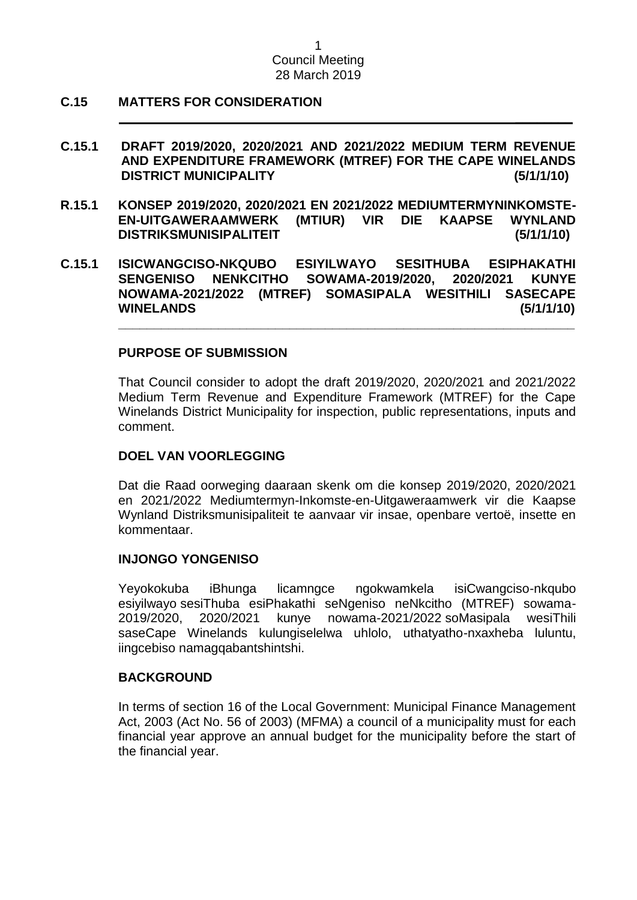## C.15 MATTERS FOR CONSIDERATION

### C.15.1 DRAFT 2019/2020, 2020/2021 AND 2021/2022 MEDIUM TERM REVENUE AND EXPENDITURE FRAMEWORK (MTREF) FOR THE CAPE WINELANDS DISTRICT MUNICIPALITY (5/1/1/10)

### R.15.1 KONSEP 2019/2020, 2020/2021 EN 2021/2022 MEDIUMTERMYNINKOMSTE-EN-UITGAWERAAMWERK (MTIUR) VIR DIE KAAPSE WYNLAND DISTRIKSMUNISIPALITEIT (5/1/1/10)

### C.15.1 ISICWANGCISO-NKQUBO ESIYILWAYO SESITHUBA ESIPHAKATHI SENGENISO NENKCITHO SOWAMA-2019/2020, 2020/2021 KUNYE NOWAMA-2021/2022 (MTREF) SOMASIPALA WESITHILI SASECAPE WINELANDS (5/1/1/10)

---

**PURPOSE OF SUBMISSION**

That Council consider to adopt the draft 2019/2020, 2020/2021 and 2021/2022 Medium Term Revenue and Expenditure Framework (MTREF) for the Cape Winelands District Municipality for inspection, public representations, inputs and comment.

**DOEL VAN VOORLEGGING**

Dat die Raad oorweging daaraan skenk om die konsep 2019/2020, 2020/2021 en 2021/2022 Mediumtermyn-Inkomste-en-Uitgaweraamwerk vir die Kaapse Wynland Distriksmunisipaliteit te aanvaar vir insae, openbare vertoë, insette en kommentaar.

**INJONGO YONGENISO**

Yeyokokuba iBhunga licamngce ngokwamkela isiCwangciso-nkqubo esiyilwayo sesiThuba esiPhakathi seNgeniso neNkcitho (MTREF) sowama-2019/2020, 2020/2021 kunye nowama-2021/2022 soMasipala wesiThili saseCape Winelands kulungiselelwa uhlolo, uthatyatho-nxaxheba luluntu, iingcebiso namagqabantshintshi.

**BACKGROUND**

In terms of section 16 of the Local Government: Municipal Finance Management Act, 2003 (Act No. 56 of 2003) (MFMA) a council of a municipality must for each financial year approve an annual budget for the municipality before the start of the financial year.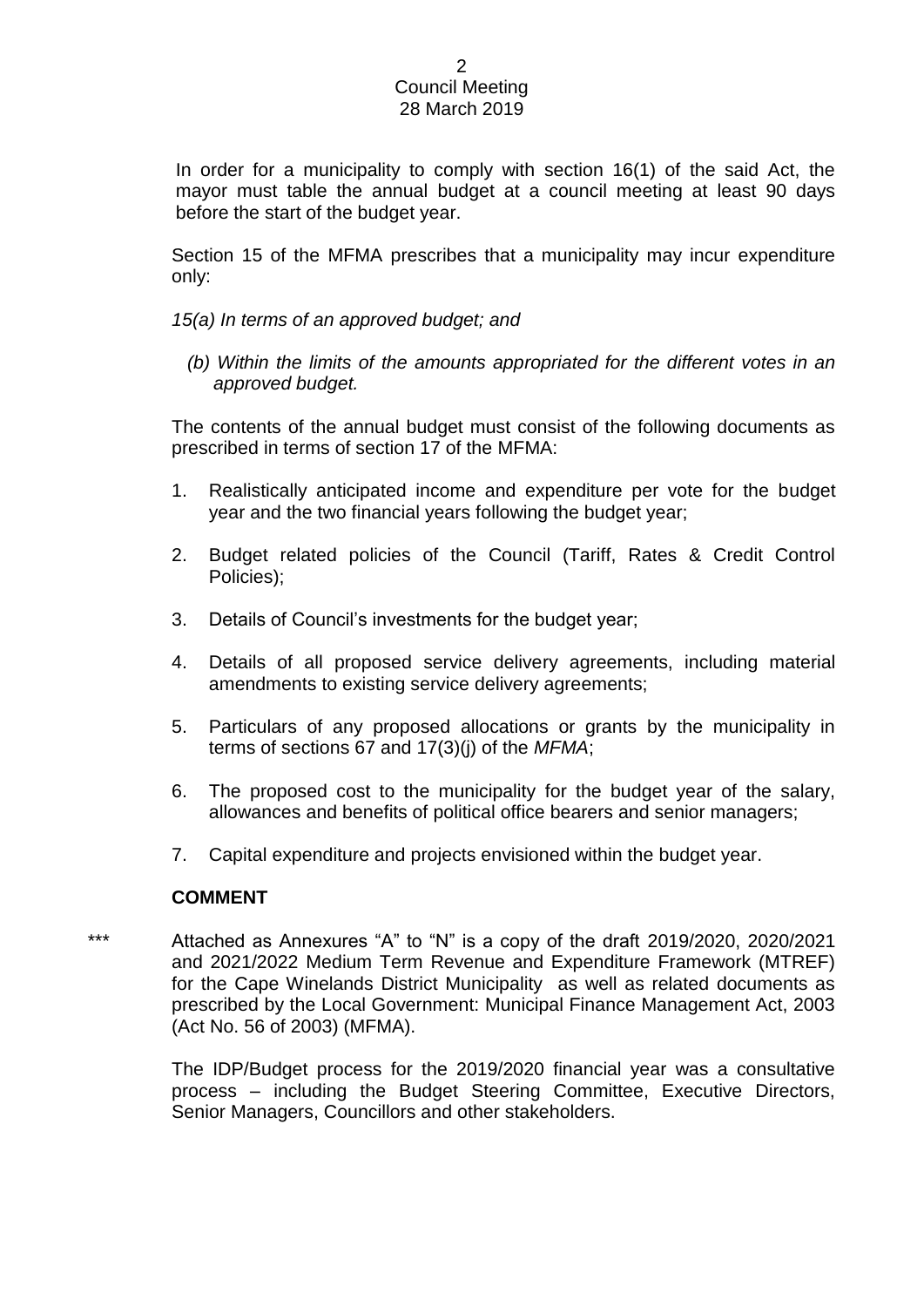In order for a municipality to comply with section 16(1) of the said Act, the mayor must table the annual budget at a council meeting at least 90 days before the start of the budget year.

Section 15 of the MFMA prescribes that a municipality may incur expenditure only:

*15(a) In terms of an approved budget; and*

*(b) Within the limits of the amounts appropriated for the different votes in an approved budget.*

The contents of the annual budget must consist of the following documents as prescribed in terms of section 17 of the MFMA:

1. Realistically anticipated income and expenditure per vote for the budget year and the two financial years following the budget year;
2. Budget related policies of the Council (Tariff, Rates & Credit Control Policies);
3. Details of Council's investments for the budget year;
4. Details of all proposed service delivery agreements, including material amendments to existing service delivery agreements;
5. Particulars of any proposed allocations or grants by the municipality in terms of sections 67 and 17(3)(j) of the *MFMA*;
6. The proposed cost to the municipality for the budget year of the salary, allowances and benefits of political office bearers and senior managers;
7. Capital expenditure and projects envisioned within the budget year.

**COMMENT**

*** Attached as Annexures "A" to "N" is a copy of the draft 2019/2020, 2020/2021 and 2021/2022 Medium Term Revenue and Expenditure Framework (MTREF) for the Cape Winelands District Municipality as well as related documents as prescribed by the Local Government: Municipal Finance Management Act, 2003 (Act No. 56 of 2003) (MFMA).

The IDP/Budget process for the 2019/2020 financial year was a consultative process – including the Budget Steering Committee, Executive Directors, Senior Managers, Councillors and other stakeholders.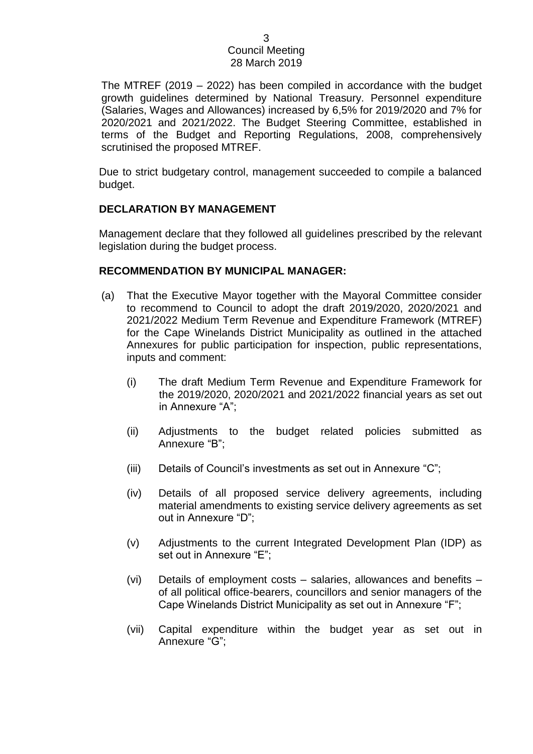The MTREF (2019 – 2022) has been compiled in accordance with the budget growth guidelines determined by National Treasury. Personnel expenditure (Salaries, Wages and Allowances) increased by 6,5% for 2019/2020 and 7% for 2020/2021 and 2021/2022. The Budget Steering Committee, established in terms of the Budget and Reporting Regulations, 2008, comprehensively scrutinised the proposed MTREF.

Due to strict budgetary control, management succeeded to compile a balanced budget.

**DECLARATION BY MANAGEMENT**

Management declare that they followed all guidelines prescribed by the relevant legislation during the budget process.

**RECOMMENDATION BY MUNICIPAL MANAGER:**

(a) That the Executive Mayor together with the Mayoral Committee consider to recommend to Council to adopt the draft 2019/2020, 2020/2021 and 2021/2022 Medium Term Revenue and Expenditure Framework (MTREF) for the Cape Winelands District Municipality as outlined in the attached Annexures for public participation for inspection, public representations, inputs and comment:

   (i) The draft Medium Term Revenue and Expenditure Framework for the 2019/2020, 2020/2021 and 2021/2022 financial years as set out in Annexure "A";

   (ii) Adjustments to the budget related policies submitted as Annexure "B";

   (iii) Details of Council's investments as set out in Annexure "C";

   (iv) Details of all proposed service delivery agreements, including material amendments to existing service delivery agreements as set out in Annexure "D";

   (v) Adjustments to the current Integrated Development Plan (IDP) as set out in Annexure "E";

   (vi) Details of employment costs – salaries, allowances and benefits – of all political office-bearers, councillors and senior managers of the Cape Winelands District Municipality as set out in Annexure "F";

   (vii) Capital expenditure within the budget year as set out in Annexure "G";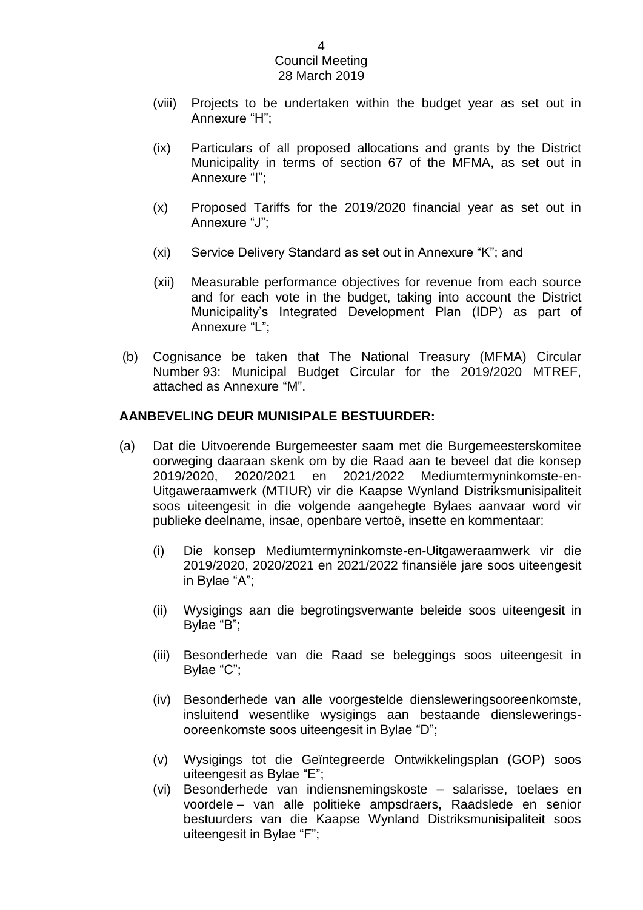(viii) Projects to be undertaken within the budget year as set out in Annexure "H";

(ix) Particulars of all proposed allocations and grants by the District Municipality in terms of section 67 of the MFMA, as set out in Annexure "I";

(x) Proposed Tariffs for the 2019/2020 financial year as set out in Annexure "J";

(xi) Service Delivery Standard as set out in Annexure "K"; and

(xii) Measurable performance objectives for revenue from each source and for each vote in the budget, taking into account the District Municipality's Integrated Development Plan (IDP) as part of Annexure "L";

(b) Cognisance be taken that The National Treasury (MFMA) Circular Number 93: Municipal Budget Circular for the 2019/2020 MTREF, attached as Annexure "M".

**AANBEVELING DEUR MUNISIPALE BESTUURDER:**

(a) Dat die Uitvoerende Burgemeester saam met die Burgemeesterskomitee oorweging daaraan skenk om by die Raad aan te beveel dat die konsep 2019/2020, 2020/2021 en 2021/2022 Mediumtermyninkomste-en-Uitgaweraamwerk (MTIUR) vir die Kaapse Wynland Distriksmunisipaliteit soos uiteengesit in die volgende aangehegte Bylaes aanvaar word vir publieke deelname, insae, openbare vertoë, insette en kommentaar:

(i) Die konsep Mediumtermyninkomste-en-Uitgaweraamwerk vir die 2019/2020, 2020/2021 en 2021/2022 finansiële jare soos uiteengesit in Bylae "A";

(ii) Wysigings aan die begrotingsverwante beleide soos uiteengesit in Bylae "B";

(iii) Besonderhede van die Raad se beleggings soos uiteengesit in Bylae "C";

(iv) Besonderhede van alle voorgestelde diensleweringsooreenkomste, insluitend wesentlike wysigings aan bestaande diensleweringsooreenkomste soos uiteengesit in Bylae "D";

(v) Wysigings tot die Geïntegreerde Ontwikkelingsplan (GOP) soos uiteengesit as Bylae "E";

(vi) Besonderhede van indiensnemingskoste – salarisse, toelaes en voordele – van alle politieke ampsdraers, Raadslede en senior bestuurders van die Kaapse Wynland Distriksmunisipaliteit soos uiteengesit in Bylae "F";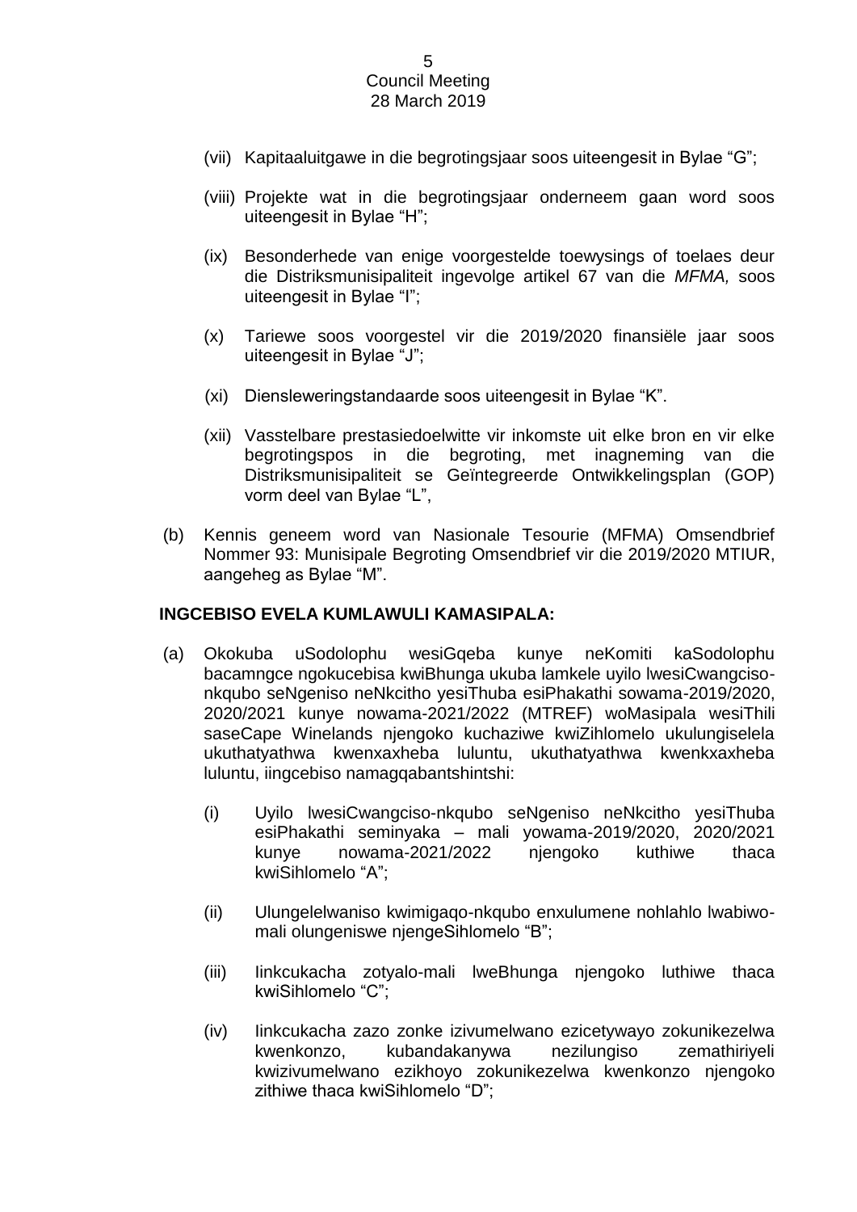(vii) Kapitaaluitgawe in die begrotingsjaar soos uiteengesit in Bylae "G";

(viii) Projekte wat in die begrotingsjaar onderneem gaan word soos uiteengesit in Bylae "H";

(ix) Besonderhede van enige voorgestelde toewysings of toelaes deur die Distriksmunisipaliteit ingevolge artikel 67 van die *MFMA,* soos uiteengesit in Bylae "I";

(x) Tariewe soos voorgestel vir die 2019/2020 finansiële jaar soos uiteengesit in Bylae "J";

(xi) Diensleweringstandaarde soos uiteengesit in Bylae "K".

(xii) Vasstelbare prestasiedoelwitte vir inkomste uit elke bron en vir elke begrotingspos in die begroting, met inagneming van die Distriksmunisipaliteit se Geïntegreerde Ontwikkelingsplan (GOP) vorm deel van Bylae "L",

(b) Kennis geneem word van Nasionale Tesourie (MFMA) Omsendbrief Nommer 93: Munisipale Begroting Omsendbrief vir die 2019/2020 MTIUR, aangeheg as Bylae "M".

**INGCEBISO EVELA KUMLAWULI KAMASIPALA:**

(a) Okokuba uSodolophu wesiGqeba kunye neKomiti kaSodolophu bacamngce ngokucebisa kwiBhunga ukuba lamkele uyilo lwesiCwangciso-nkqubo seNgeniso neNkcitho yesiThuba esiPhakathi sowama-2019/2020, 2020/2021 kunye nowama-2021/2022 (MTREF) woMasipala wesiThili saseCape Winelands njengoko kuchaziwe kwiZihlomelo ukulungiselela ukuthatyathwa kwenxaxheba luluntu, ukuthatyathwa kwenkxaxheba luluntu, iingcebiso namagqabantshintshi:

(i) Uyilo lwesiCwangciso-nkqubo seNgeniso neNkcitho yesiThuba esiPhakathi seminyaka – mali yowama-2019/2020, 2020/2021 kunye nowama-2021/2022 njengoko kuthiwe thaca kwiSihlomelo "A";

(ii) Ulungelelwaniso kwimigaqo-nkqubo enxulumene nohlahlo lwabiwo-mali olungeniswe njengeSihlomelo "B";

(iii) Iinkcukacha zotyalo-mali lweBhunga njengoko luthiwe thaca kwiSihlomelo "C";

(iv) Iinkcukacha zazo zonke izivumelwano ezicetywayo zokunikezelwa kwenkonzo, kubandakanywa nezilungiso zemathiriyeli kwizivumelwano ezikhoyo zokunikezelwa kwenkonzo njengoko zithiwe thaca kwiSihlomelo "D";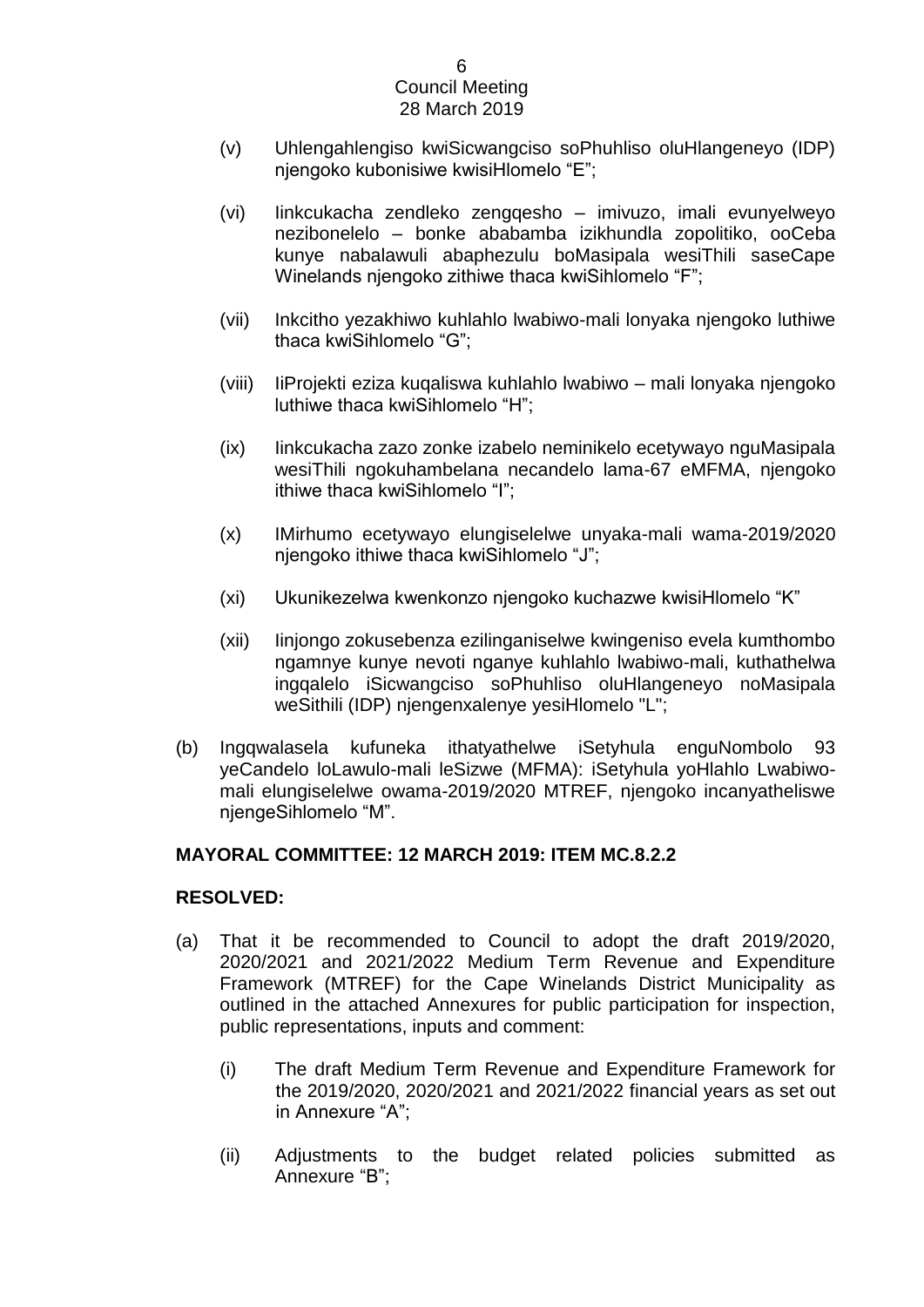(v) Uhlengahlengiso kwiSicwangciso soPhuhliso oluHlangeneyo (IDP) njengoko kubonisiwe kwisiHlomelo “E”;

(vi) Iinkcukacha zendleko zengqesho – imivuzo, imali evunyelweyo nezibonelelo – bonke ababamba izikhundla zopolitiko, ooCeba kunye nabalawuli abaphezulu boMasipala wesiThili saseCape Winelands njengoko zithiwe thaca kwiSihlomelo “F”;

(vii) Inkcitho yezakhiwo kuhlahlo lwabiwo-mali lonyaka njengoko luthiwe thaca kwiSihlomelo “G”;

(viii) IiProjekti eziza kuqaliswa kuhlahlo lwabiwo – mali lonyaka njengoko luthiwe thaca kwiSihlomelo “H”;

(ix) Iinkcukacha zazo zonke izabelo neminikelo ecetywayo nguMasipala wesiThili ngokuhambelana necandelo lama-67 eMFMA, njengoko ithiwe thaca kwiSihlomelo “I”;

(x) IMirhumo ecetywayo elungiselelwe unyaka-mali wama-2019/2020 njengoko ithiwe thaca kwiSihlomelo “J”;

(xi) Ukunikezelwa kwenkonzo njengoko kuchazwe kwisiHlomelo “K”

(xii) Iinjongo zokusebenza ezilinganiselwe kwingeniso evela kumthombo ngamnye kunye nevoti nganye kuhlahlo lwabiwo-mali, kuthathelwa ingqalelo iSicwangciso soPhuhliso oluHlangeneyo noMasipala weSithili (IDP) njengenxalenye yesiHlomelo "L";

(b) Ingqwalasela kufuneka ithatyathelwe iSetyhula enguNombolo 93 yeCandelo loLawulo-mali leSizwe (MFMA): iSetyhula yoHlahlo Lwabiwo-mali elungiselelwe owama-2019/2020 MTREF, njengoko incanyatheliswe njengeSihlomelo “M”.

**MAYORAL COMMITTEE: 12 MARCH 2019: ITEM MC.8.2.2**

**RESOLVED:**

(a) That it be recommended to Council to adopt the draft 2019/2020, 2020/2021 and 2021/2022 Medium Term Revenue and Expenditure Framework (MTREF) for the Cape Winelands District Municipality as outlined in the attached Annexures for public participation for inspection, public representations, inputs and comment:

(i) The draft Medium Term Revenue and Expenditure Framework for the 2019/2020, 2020/2021 and 2021/2022 financial years as set out in Annexure “A”;

(ii) Adjustments to the budget related policies submitted as Annexure “B”;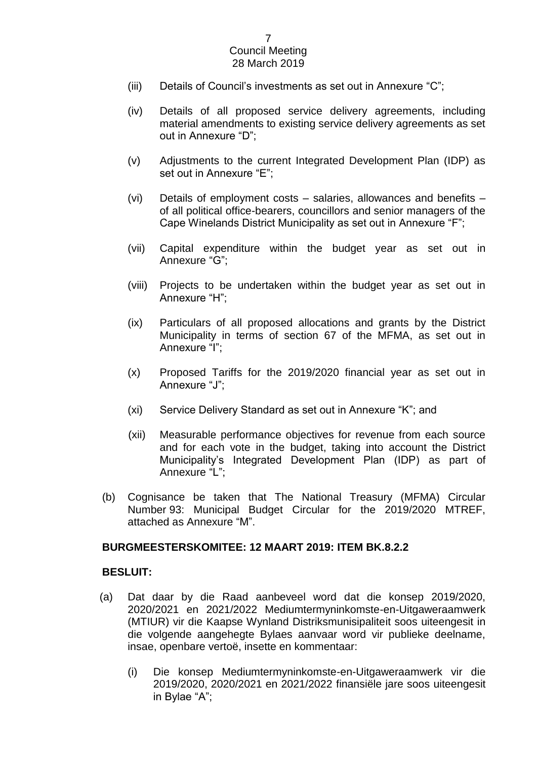(iii) Details of Council's investments as set out in Annexure "C";

(iv) Details of all proposed service delivery agreements, including material amendments to existing service delivery agreements as set out in Annexure "D";

(v) Adjustments to the current Integrated Development Plan (IDP) as set out in Annexure "E";

(vi) Details of employment costs – salaries, allowances and benefits – of all political office-bearers, councillors and senior managers of the Cape Winelands District Municipality as set out in Annexure "F";

(vii) Capital expenditure within the budget year as set out in Annexure "G";

(viii) Projects to be undertaken within the budget year as set out in Annexure "H";

(ix) Particulars of all proposed allocations and grants by the District Municipality in terms of section 67 of the MFMA, as set out in Annexure "I";

(x) Proposed Tariffs for the 2019/2020 financial year as set out in Annexure "J";

(xi) Service Delivery Standard as set out in Annexure "K"; and

(xii) Measurable performance objectives for revenue from each source and for each vote in the budget, taking into account the District Municipality's Integrated Development Plan (IDP) as part of Annexure "L";

(b) Cognisance be taken that The National Treasury (MFMA) Circular Number 93: Municipal Budget Circular for the 2019/2020 MTREF, attached as Annexure "M".

**BURGMEESTERSKOMITEE: 12 MAART 2019: ITEM BK.8.2.2**

**BESLUIT:**

(a) Dat daar by die Raad aanbeveel word dat die konsep 2019/2020, 2020/2021 en 2021/2022 Mediumtermyninkomste-en-Uitgaweraamwerk (MTIUR) vir die Kaapse Wynland Distriksmunisipaliteit soos uiteengesit in die volgende aangehegte Bylaes aanvaar word vir publieke deelname, insae, openbare vertoë, insette en kommentaar:

(i) Die konsep Mediumtermyninkomste-en-Uitgaweraamwerk vir die 2019/2020, 2020/2021 en 2021/2022 finansiële jare soos uiteengesit in Bylae "A";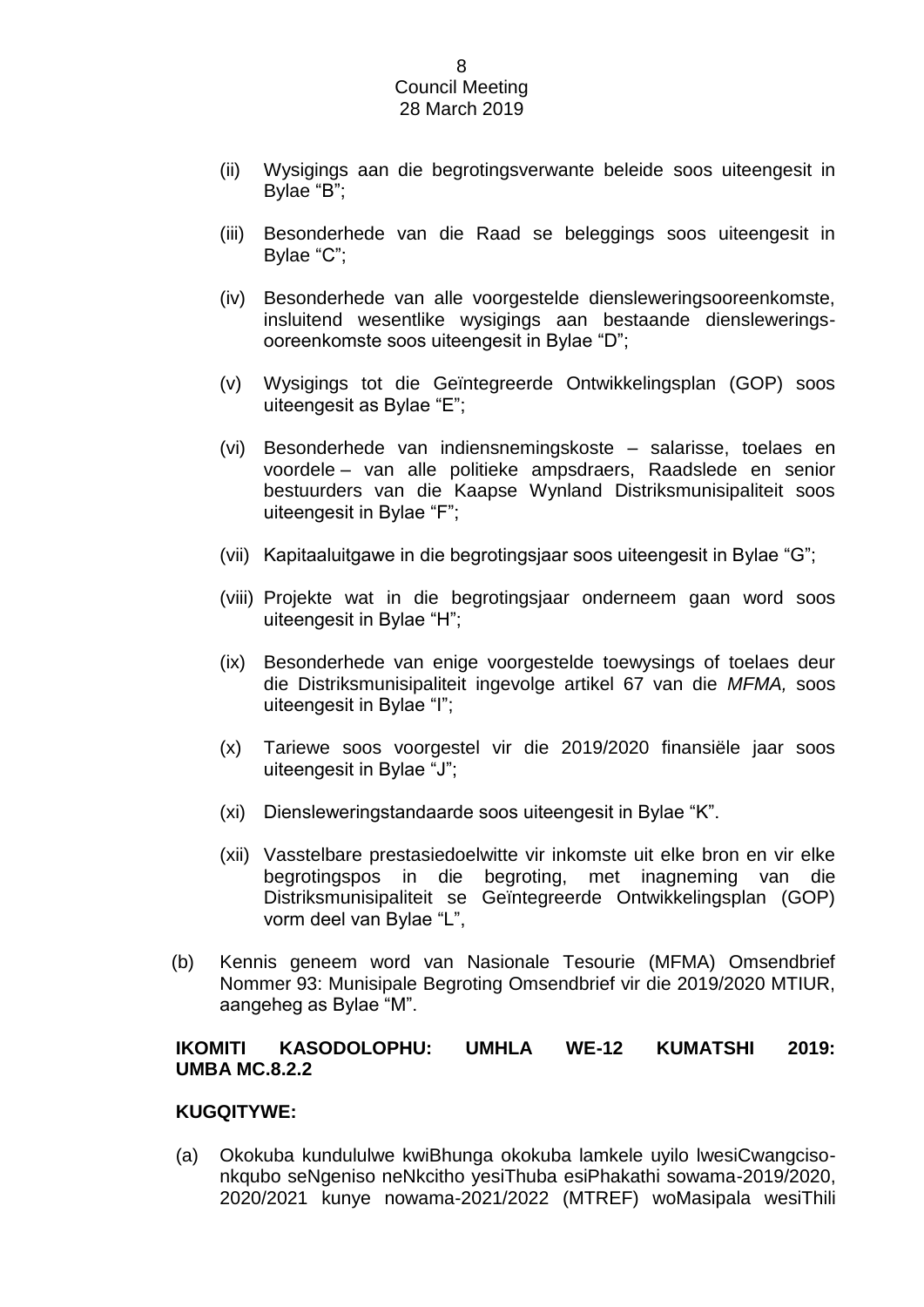(ii) Wysigings aan die begrotingsverwante beleide soos uiteengesit in Bylae "B";

(iii) Besonderhede van die Raad se beleggings soos uiteengesit in Bylae "C";

(iv) Besonderhede van alle voorgestelde diensleweringsooreenkomste, insluitend wesentlike wysigings aan bestaande diensleweringsooreenkomste soos uiteengesit in Bylae "D";

(v) Wysigings tot die Geïntegreerde Ontwikkelingsplan (GOP) soos uiteengesit as Bylae "E";

(vi) Besonderhede van indiensnemingskoste – salarisse, toelaes en voordele – van alle politieke ampsdraers, Raadslede en senior bestuurders van die Kaapse Wynland Distriksmunisipaliteit soos uiteengesit in Bylae "F";

(vii) Kapitaaluitgawe in die begrotingsjaar soos uiteengesit in Bylae "G";

(viii) Projekte wat in die begrotingsjaar onderneem gaan word soos uiteengesit in Bylae "H";

(ix) Besonderhede van enige voorgestelde toewysings of toelaes deur die Distriksmunisipaliteit ingevolge artikel 67 van die *MFMA,* soos uiteengesit in Bylae "I";

(x) Tariewe soos voorgestel vir die 2019/2020 finansiële jaar soos uiteengesit in Bylae "J";

(xi) Diensleweringstandaarde soos uiteengesit in Bylae "K".

(xii) Vasstelbare prestasiedoelwitte vir inkomste uit elke bron en vir elke begrotingspos in die begroting, met inagneming van die Distriksmunisipaliteit se Geïntegreerde Ontwikkelingsplan (GOP) vorm deel van Bylae "L",

(b) Kennis geneem word van Nasionale Tesourie (MFMA) Omsendbrief Nommer 93: Munisipale Begroting Omsendbrief vir die 2019/2020 MTIUR, aangeheg as Bylae "M".

**IKOMITI KASODOLOPHU: UMHLA WE-12 KUMATSHI 2019: UMBA MC.8.2.2**

**KUGQITYWE:**

(a) Okokuba kundululwe kwiBhunga okokuba lamkele uyilo lwesiCwangciso-nkqubo seNgeniso neNkcitho yesiThuba esiPhakathi sowama-2019/2020, 2020/2021 kunye nowama-2021/2022 (MTREF) woMasipala wesiThili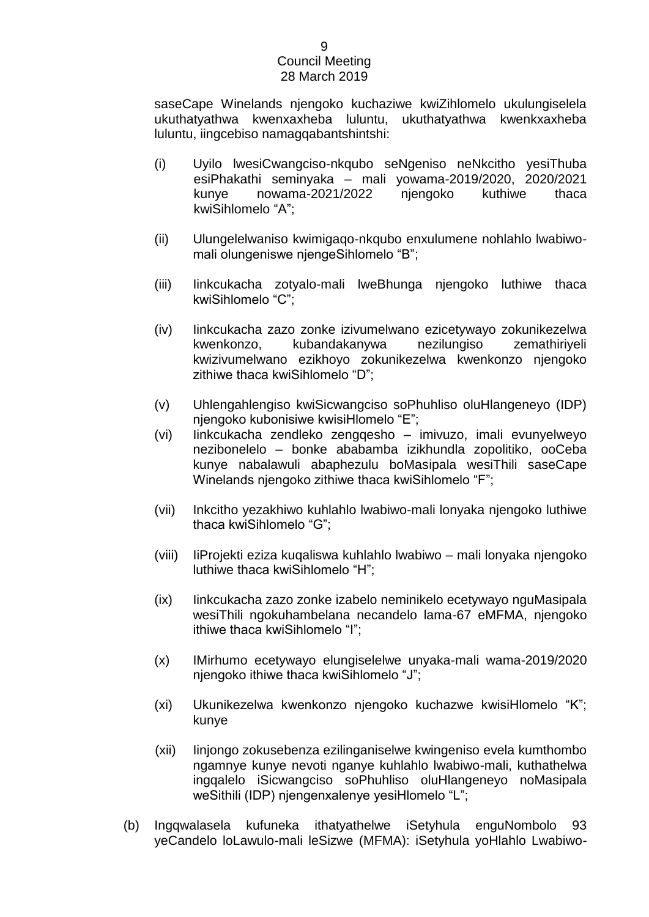saseCape Winelands njengoko kuchaziwe kwiZihlomelo ukulungiselela ukuthatyathwa kwenxaxheba luluntu, ukuthatyathwa kwenkxaxheba luluntu, iingcebiso namagqabantshintshi:

(i) Uyilo lwesiCwangciso-nkqubo seNgeniso neNkcitho yesiThuba esiPhakathi seminyaka – mali yowama-2019/2020, 2020/2021 kunye nowama-2021/2022 njengoko kuthiwe thaca kwiSihlomelo “A”;

(ii) Ulungelelwaniso kwimigaqo-nkqubo enxulumene nohlahlo lwabiwo-mali olungeniswe njengeSihlomelo “B”;

(iii) Iinkcukacha zotyalo-mali lweBhunga njengoko luthiwe thaca kwiSihlomelo “C”;

(iv) Iinkcukacha zazo zonke izivumelwano ezicetywayo zokunikezelwa kwenkonzo, kubandakanywa nezilungiso zemathiriyeli kwizivumelwano ezikhoyo zokunikezelwa kwenkonzo njengoko zithiwe thaca kwiSihlomelo “D”;

(v) Uhlengahlengiso kwiSicwangciso soPhuhliso oluHlangeneyo (IDP) njengoko kubonisiwe kwisiHlomelo “E”;

(vi) Iinkcukacha zendleko zengqesho – imivuzo, imali evunyelweyo nezibonelelo – bonke ababamba izikhundla zopolitiko, ooCeba kunye nabalawuli abaphezulu boMasipala wesiThili saseCape Winelands njengoko zithiwe thaca kwiSihlomelo “F”;

(vii) Inkcitho yezakhiwo kuhlahlo lwabiwo-mali lonyaka njengoko luthiwe thaca kwiSihlomelo “G”;

(viii) IiProjekti eziza kuqaliswa kuhlahlo lwabiwo – mali lonyaka njengoko luthiwe thaca kwiSihlomelo “H”;

(ix) Iinkcukacha zazo zonke izabelo neminikelo ecetywayo nguMasipala wesiThili ngokuhambelana necandelo lama-67 eMFMA, njengoko ithiwe thaca kwiSihlomelo “I”;

(x) IMirhumo ecetywayo elungiselelwe unyaka-mali wama-2019/2020 njengoko ithiwe thaca kwiSihlomelo “J”;

(xi) Ukunikezelwa kwenkonzo njengoko kuchazwe kwisiHlomelo “K”; kunye

(xii) Iinjongo zokusebenza ezilinganiselwe kwingeniso evela kumthombo ngamnye kunye nevoti nganye kuhlahlo lwabiwo-mali, kuthathelwa ingqalelo iSicwangciso soPhuhliso oluHlangeneyo noMasipala weSithili (IDP) njengenxalenye yesiHlomelo “L”;

(b) Ingqwalasela kufuneka ithatyathelwe iSetyhula enguNombolo 93 yeCandelo loLawulo-mali leSizwe (MFMA): iSetyhula yoHlahlo Lwabiwo-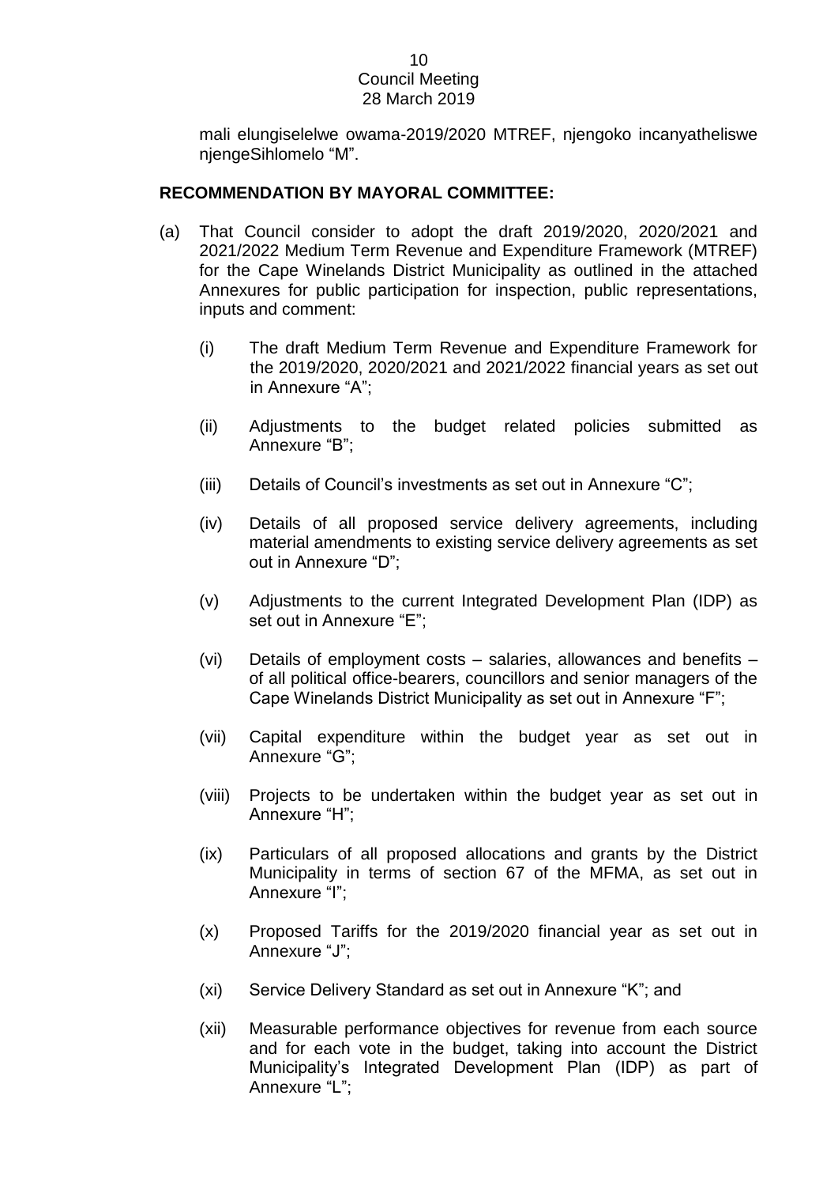mali elungiselelwe owama-2019/2020 MTREF, njengoko incanyatheliswe njengeSihlomelo “M”.

**RECOMMENDATION BY MAYORAL COMMITTEE:**

(a) That Council consider to adopt the draft 2019/2020, 2020/2021 and 2021/2022 Medium Term Revenue and Expenditure Framework (MTREF) for the Cape Winelands District Municipality as outlined in the attached Annexures for public participation for inspection, public representations, inputs and comment:

(i) The draft Medium Term Revenue and Expenditure Framework for the 2019/2020, 2020/2021 and 2021/2022 financial years as set out in Annexure “A”;

(ii) Adjustments to the budget related policies submitted as Annexure “B”;

(iii) Details of Council’s investments as set out in Annexure “C”;

(iv) Details of all proposed service delivery agreements, including material amendments to existing service delivery agreements as set out in Annexure “D”;

(v) Adjustments to the current Integrated Development Plan (IDP) as set out in Annexure “E”;

(vi) Details of employment costs – salaries, allowances and benefits – of all political office-bearers, councillors and senior managers of the Cape Winelands District Municipality as set out in Annexure “F”;

(vii) Capital expenditure within the budget year as set out in Annexure “G”;

(viii) Projects to be undertaken within the budget year as set out in Annexure “H”;

(ix) Particulars of all proposed allocations and grants by the District Municipality in terms of section 67 of the MFMA, as set out in Annexure “I”;

(x) Proposed Tariffs for the 2019/2020 financial year as set out in Annexure “J”;

(xi) Service Delivery Standard as set out in Annexure “K”; and

(xii) Measurable performance objectives for revenue from each source and for each vote in the budget, taking into account the District Municipality’s Integrated Development Plan (IDP) as part of Annexure “L”;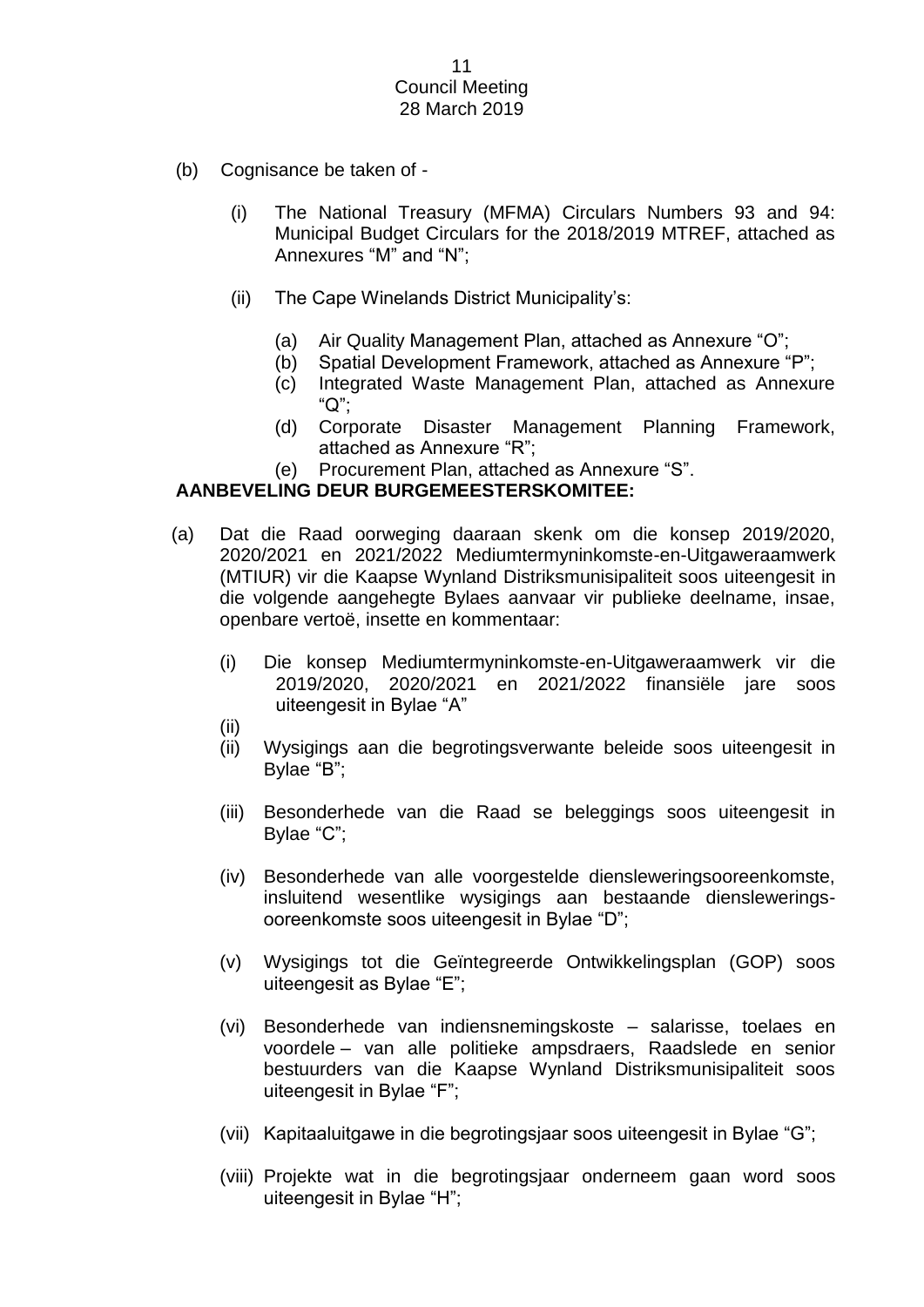(b) Cognisance be taken of -

   (i) The National Treasury (MFMA) Circulars Numbers 93 and 94: Municipal Budget Circulars for the 2018/2019 MTREF, attached as Annexures “M” and “N”;

   (ii) The Cape Winelands District Municipality’s:

      (a) Air Quality Management Plan, attached as Annexure “O”;
      (b) Spatial Development Framework, attached as Annexure “P”;
      (c) Integrated Waste Management Plan, attached as Annexure “Q”;
      (d) Corporate Disaster Management Planning Framework, attached as Annexure “R”;
      (e) Procurement Plan, attached as Annexure “S”.

**AANBEVELING DEUR BURGEMEESTERSKOMITEE:**

(a) Dat die Raad oorweging daaraan skenk om die konsep 2019/2020, 2020/2021 en 2021/2022 Mediumtermyninkomste-en-Uitgaweraamwerk (MTIUR) vir die Kaapse Wynland Distriksmunisipaliteit soos uiteengesit in die volgende aangehegte Bylaes aanvaar vir publieke deelname, insae, openbare vertoë, insette en kommentaar:

   (i) Die konsep Mediumtermyninkomste-en-Uitgaweraamwerk vir die 2019/2020, 2020/2021 en 2021/2022 finansiële jare soos uiteengesit in Bylae “A”

   (ii)

   (ii) Wysigings aan die begrotingsverwante beleide soos uiteengesit in Bylae “B”;

   (iii) Besonderhede van die Raad se beleggings soos uiteengesit in Bylae “C”;

   (iv) Besonderhede van alle voorgestelde diensleweringsooreenkomste, insluitend wesentlike wysigings aan bestaande diensleweringsooreenkomste soos uiteengesit in Bylae “D”;

   (v) Wysigings tot die Geïntegreerde Ontwikkelingsplan (GOP) soos uiteengesit as Bylae “E”;

   (vi) Besonderhede van indiensnemingskoste – salarisse, toelaes en voordele – van alle politieke ampsdraers, Raadslede en senior bestuurders van die Kaapse Wynland Distriksmunisipaliteit soos uiteengesit in Bylae “F”;

   (vii) Kapitaaluitgawe in die begrotingsjaar soos uiteengesit in Bylae “G”;

   (viii) Projekte wat in die begrotingsjaar onderneem gaan word soos uiteengesit in Bylae “H”;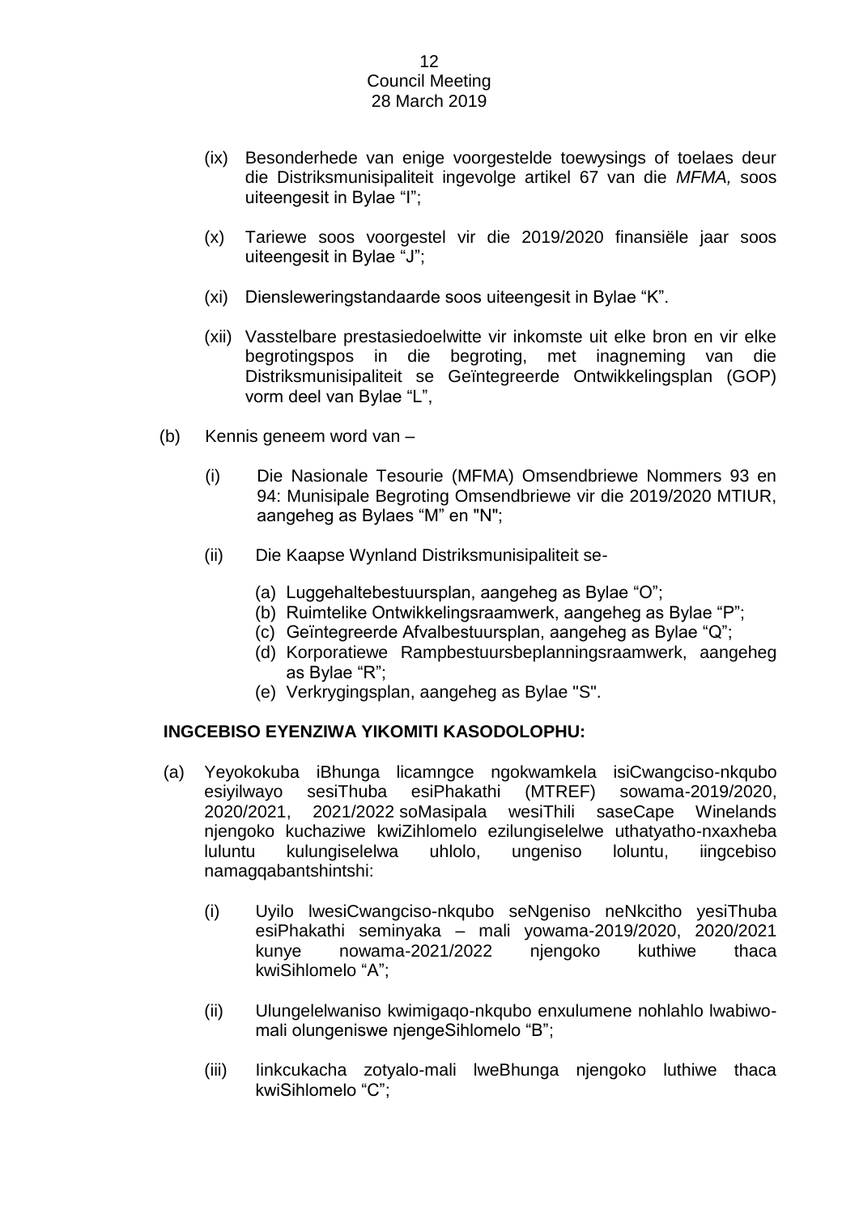(ix) Besonderhede van enige voorgestelde toewysings of toelaes deur die Distriksmunisipaliteit ingevolge artikel 67 van die *MFMA,* soos uiteengesit in Bylae "I";

(x) Tariewe soos voorgestel vir die 2019/2020 finansiële jaar soos uiteengesit in Bylae "J";

(xi) Diensleweringstandaarde soos uiteengesit in Bylae "K".

(xii) Vasstelbare prestasiedoelwitte vir inkomste uit elke bron en vir elke begrotingspos in die begroting, met inagneming van die Distriksmunisipaliteit se Geïntegreerde Ontwikkelingsplan (GOP) vorm deel van Bylae "L",

(b) Kennis geneem word van –

(i) Die Nasionale Tesourie (MFMA) Omsendbriewe Nommers 93 en 94: Munisipale Begroting Omsendbriewe vir die 2019/2020 MTIUR, aangeheg as Bylaes "M" en "N";

(ii) Die Kaapse Wynland Distriksmunisipaliteit se-

(a) Luggehaltebestuursplan, aangeheg as Bylae "O";
(b) Ruimtelike Ontwikkelingsraamwerk, aangeheg as Bylae "P";
(c) Geïntegreerde Afvalbestuursplan, aangeheg as Bylae "Q";
(d) Korporatiewe Rampbestuursbeplanningsraamwerk, aangeheg as Bylae "R";
(e) Verkrygingsplan, aangeheg as Bylae "S".

**INGCEBISO EYENZIWA YIKOMITI KASODOLOPHU:**

(a) Yeyokokuba iBhunga licamngce ngokwamkela isiCwangciso-nkqubo esiyilwayo sesiThuba esiPhakathi (MTREF) sowama-2019/2020, 2020/2021, 2021/2022 soMasipala wesiThili saseCape Winelands njengoko kuchaziwe kwiZihlomelo ezilungiselelwe uthatyatho-nxaxheba luluntu kulungiselelwa uhlolo, ungeniso loluntu, iingcebiso namagqabantshintshi:

(i) Uyilo lwesiCwangciso-nkqubo seNgeniso neNkcitho yesiThuba esiPhakathi seminyaka – mali yowama-2019/2020, 2020/2021 kunye nowama-2021/2022 njengoko kuthiwe thaca kwiSihlomelo "A";

(ii) Ulungelelwaniso kwimigaqo-nkqubo enxulumene nohlahlo lwabiwo-mali olungeniswe njengeSihlomelo "B";

(iii) Iinkcukacha zotyalo-mali lweBhunga njengoko luthiwe thaca kwiSihlomelo "C";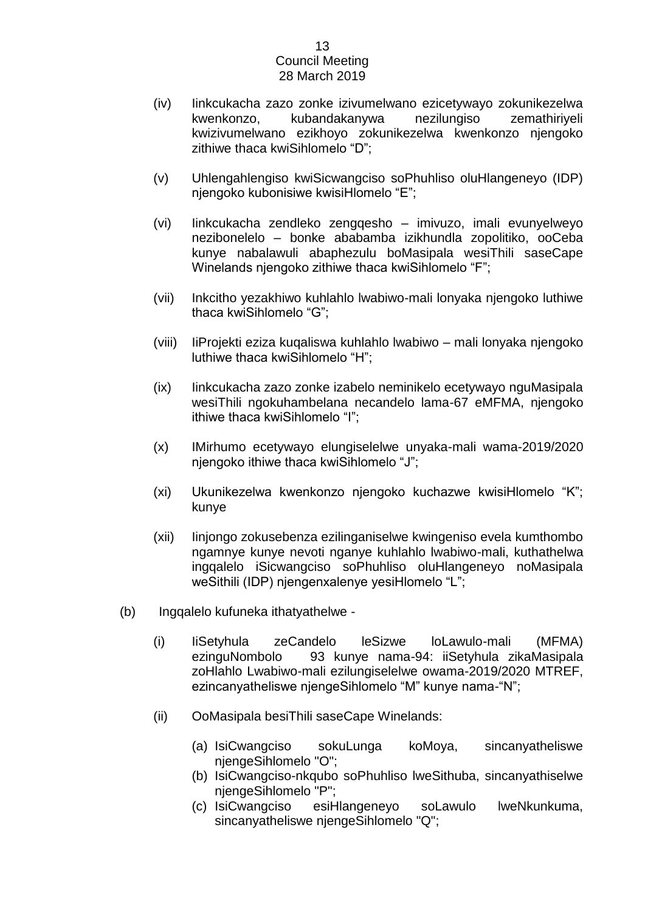(iv) Iinkcukacha zazo zonke izivumelwano ezicetywayo zokunikezelwa kwenkonzo, kubandakanywa nezilungiso zemathiriyeli kwizivumelwano ezikhoyo zokunikezelwa kwenkonzo njengoko zithiwe thaca kwiSihlomelo "D";

(v) Uhlengahlengiso kwiSicwangciso soPhuhliso oluHlangeneyo (IDP) njengoko kubonisiwe kwisiHlomelo "E";

(vi) Iinkcukacha zendleko zengqesho – imivuzo, imali evunyelweyo nezibonelelo – bonke ababamba izikhundla zopolitiko, ooCeba kunye nabalawuli abaphezulu boMasipala wesiThili saseCape Winelands njengoko zithiwe thaca kwiSihlomelo "F";

(vii) Inkcitho yezakhiwo kuhlahlo lwabiwo-mali lonyaka njengoko luthiwe thaca kwiSihlomelo "G";

(viii) IiProjekti eziza kuqaliswa kuhlahlo lwabiwo – mali lonyaka njengoko luthiwe thaca kwiSihlomelo "H";

(ix) Iinkcukacha zazo zonke izabelo neminikelo ecetywayo nguMasipala wesiThili ngokuhambelana necandelo lama-67 eMFMA, njengoko ithiwe thaca kwiSihlomelo "I";

(x) IMirhumo ecetywayo elungiselelwe unyaka-mali wama-2019/2020 njengoko ithiwe thaca kwiSihlomelo "J";

(xi) Ukunikezelwa kwenkonzo njengoko kuchazwe kwisiHlomelo "K"; kunye

(xii) Iinjongo zokusebenza ezilinganiselwe kwingeniso evela kumthombo ngamnye kunye nevoti nganye kuhlahlo lwabiwo-mali, kuthathelwa ingqalelo iSicwangciso soPhuhliso oluHlangeneyo noMasipala weSithili (IDP) njengenxalenye yesiHlomelo "L";

(b) Ingqalelo kufuneka ithatyathelwe -

(i) IiSetyhula zeCandelo leSizwe loLawulo-mali (MFMA) ezinguNombolo 93 kunye nama-94: iiSetyhula zikaMasipala zoHlahlo Lwabiwo-mali ezilungiselelwe owama-2019/2020 MTREF, ezincanyatheliswe njengeSihlomelo "M" kunye nama-"N";

(ii) OoMasipala besiThili saseCape Winelands:

(a) IsiCwangciso sokuLunga koMoya, sincanyatheliswe njengeSihlomelo "O";
(b) IsiCwangciso-nkqubo soPhuhliso lweSithuba, sincanyathiselwe njengeSihlomelo "P";
(c) IsiCwangciso esiHlangeneyo soLawulo lweNkunkuma, sincanyatheliswe njengeSihlomelo "Q";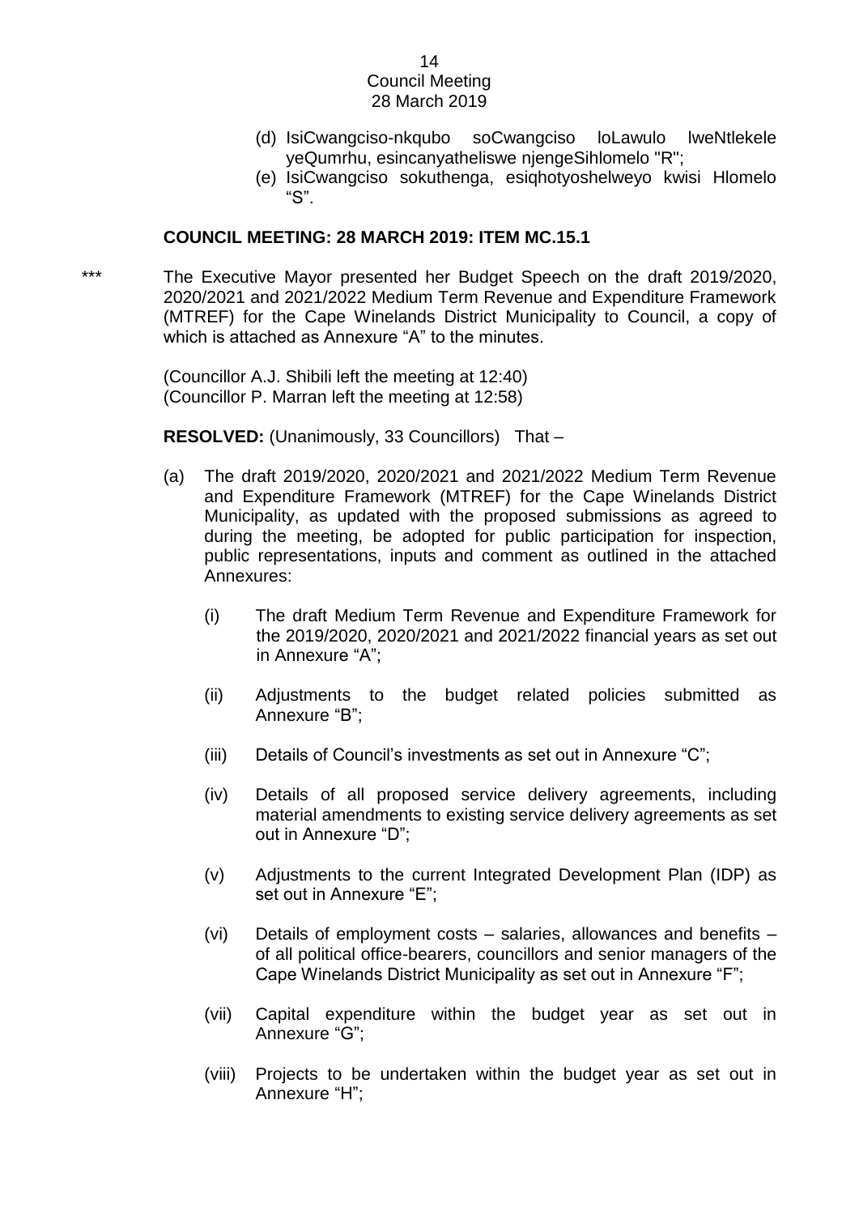(d) IsiCwangciso-nkqubo soCwangciso loLawulo lweNtlekele yeQumrhu, esincanyatheliswe njengeSihlomelo "R";

(e) IsiCwangciso sokuthenga, esiqhotyoshelweyo kwisi Hlomelo "S".

**COUNCIL MEETING: 28 MARCH 2019: ITEM MC.15.1**

\*\*\* The Executive Mayor presented her Budget Speech on the draft 2019/2020, 2020/2021 and 2021/2022 Medium Term Revenue and Expenditure Framework (MTREF) for the Cape Winelands District Municipality to Council, a copy of which is attached as Annexure "A" to the minutes.

(Councillor A.J. Shibili left the meeting at 12:40)
(Councillor P. Marran left the meeting at 12:58)

**RESOLVED:** (Unanimously, 33 Councillors) That –

(a) The draft 2019/2020, 2020/2021 and 2021/2022 Medium Term Revenue and Expenditure Framework (MTREF) for the Cape Winelands District Municipality, as updated with the proposed submissions as agreed to during the meeting, be adopted for public participation for inspection, public representations, inputs and comment as outlined in the attached Annexures:

(i) The draft Medium Term Revenue and Expenditure Framework for the 2019/2020, 2020/2021 and 2021/2022 financial years as set out in Annexure "A";

(ii) Adjustments to the budget related policies submitted as Annexure "B";

(iii) Details of Council's investments as set out in Annexure "C";

(iv) Details of all proposed service delivery agreements, including material amendments to existing service delivery agreements as set out in Annexure "D";

(v) Adjustments to the current Integrated Development Plan (IDP) as set out in Annexure "E";

(vi) Details of employment costs – salaries, allowances and benefits – of all political office-bearers, councillors and senior managers of the Cape Winelands District Municipality as set out in Annexure "F";

(vii) Capital expenditure within the budget year as set out in Annexure "G";

(viii) Projects to be undertaken within the budget year as set out in Annexure "H";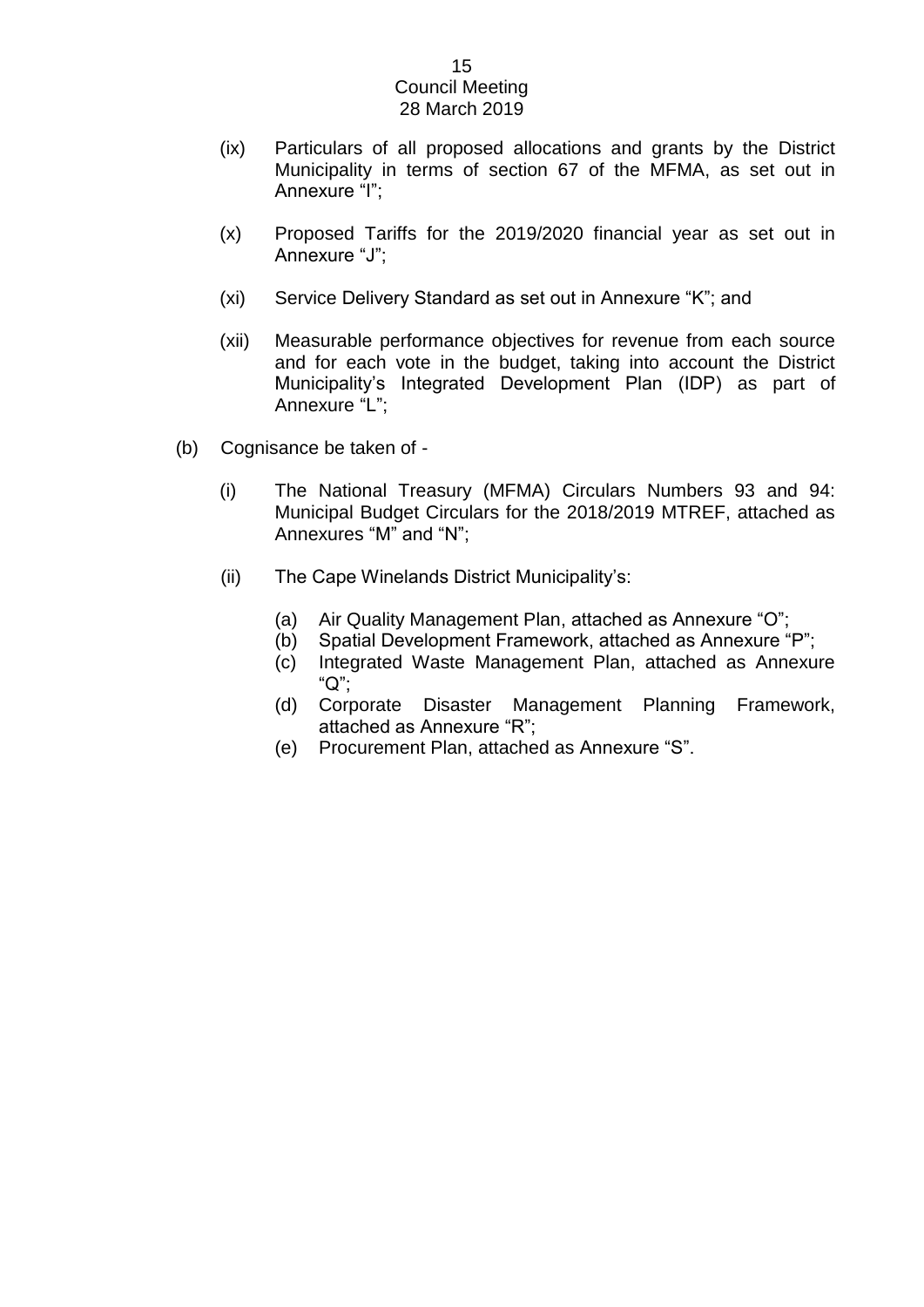(ix) Particulars of all proposed allocations and grants by the District Municipality in terms of section 67 of the MFMA, as set out in Annexure "I";

(x) Proposed Tariffs for the 2019/2020 financial year as set out in Annexure "J";

(xi) Service Delivery Standard as set out in Annexure "K"; and

(xii) Measurable performance objectives for revenue from each source and for each vote in the budget, taking into account the District Municipality's Integrated Development Plan (IDP) as part of Annexure "L";

(b) Cognisance be taken of -

(i) The National Treasury (MFMA) Circulars Numbers 93 and 94: Municipal Budget Circulars for the 2018/2019 MTREF, attached as Annexures "M" and "N";

(ii) The Cape Winelands District Municipality's:

(a) Air Quality Management Plan, attached as Annexure "O";
(b) Spatial Development Framework, attached as Annexure "P";
(c) Integrated Waste Management Plan, attached as Annexure "Q";
(d) Corporate Disaster Management Planning Framework, attached as Annexure "R";
(e) Procurement Plan, attached as Annexure "S".